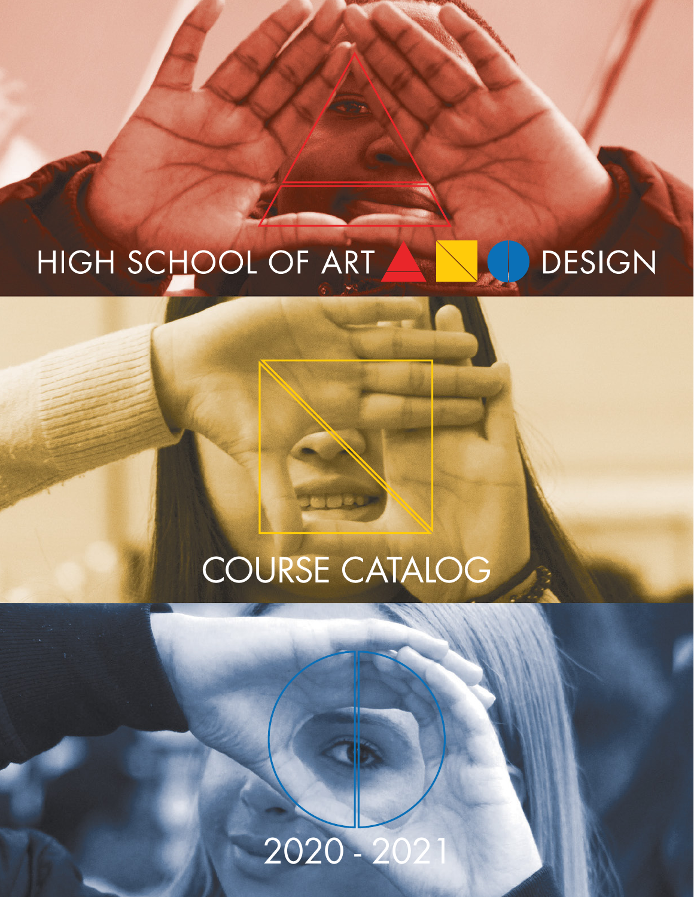# HIGH SCHOOL OF ART AND DESIGN

## COURSE CATALOG

2020 - 2021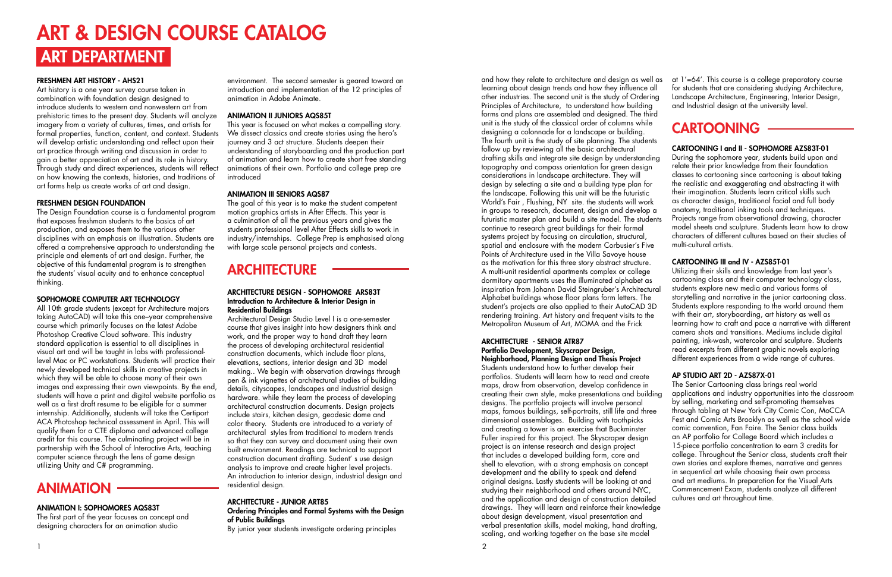# ART & DESIGN COURSE CATALOG

## ART DEPARTMENT

### FRESHMEN ART HISTORY - AHS21

Art history is a one year survey course taken in combination with foundation design designed to introduce students to western and nonwestern art from prehistoric times to the present day. Students will analyze imagery from a variety of cultures, times, and artists for formal properties, function, content, and context. Students will develop artistic understanding and reflect upon their art practice through writing and discussion in order to gain a better appreciation of art and its role in history. Through study and direct experiences, students will reflect on how knowing the contexts, histories, and traditions of art forms help us create works of art and design.

### FRESHMEN DESIGN FOUNDATION

The Design Foundation course is a fundamental program that exposes freshman students to the basics of art production, and exposes them to the various other disciplines with an emphasis on illustration. Students are offered a comprehensive approach to understanding the principle and elements of art and design. Further, the objective of this fundamental program is to strengthen the students' visual acuity and to enhance conceptual thinking.

### SOPHOMORE COMPUTER ART TECHNOLOGY

All 10th grade students (except for Architecture majors taking AutoCAD) will take this one–year comprehensive course which primarily focuses on the latest Adobe Photoshop Creative Cloud software. This industry standard application is essential to all disciplines in visual art and will be taught in labs with professional-level Mac or PC workstations. Students will practice their newly developed technical skills in creative projects in which they will be able to choose many of their own images and expressing their own viewpoints. By the end, students will have a print and digital website portfolio as well as a first draft resume to be eligible for a summer internship. Additionally, students will take the Certiport ACA Photoshop technical assessment in April. This will qualify them for a CTE diploma and advanced college credit for this course. The culminating project will be in partnership with the School of Interactive Arts, teaching computer science through the lens of game design utilizing Unity and C# programming.

## ANIMATION

### ANIMATION I: SOPHOMORES AQS83T

The first part of the year focuses on concept and designing characters for an animation studio environment. The second semester is geared toward an introduction and implementation of the 12 principles of animation in Adobe Animate.

### ANIMATION II JUNIORS AQS85T

This year is focused on what makes a compelling story. We dissect classics and create stories using the hero's journey and 3 act structure. Students deepen their understanding of storyboarding and the production part of animation and learn how to create short free standing animations of their own. Portfolio and college prep are introduced

### ANIMATION III SENIORS AQS87

The goal of this year is to make the student competent motion graphics artists in After Effects. This year is a culmination of all the previous years and gives the students professional level After Effects skills to work in industry/internships. College Prep is emphasised along with large scale personal projects and contests.

## ARCHITECTURE

### ARCHITECTURE DESIGN - SOPHOMORE ARS83T
**Introduction to Architecture & Interior Design in Residential Buildings**

Architectural Design Studio Level I is a one-semester course that gives insight into how designers think and work, and the proper way to hand draft they learn the process of developing architectural residential construction documents, which include floor plans, elevations, sections, interior design and 3D model making.. We begin with observation drawings through pen & ink vignettes of architectural studies of building details, cityscapes, landscapes and industrial design hardware. while they learn the process of developing architectural construction documents. Design projects include stairs, kitchen design, geodesic dome and color theory. Students are introduced to a variety of architectural styles from traditional to modern trends so that they can survey and document using their own built environment. Readings are technical to support construction document drafting. Sudent' s use design analysis to improve and create higher level projects. An introduction to interior design, industrial design and residential design.

### ARCHITECTURE - JUNIOR ART85
**Ordering Principles and Formal Systems with the Design of Public Buildings**

By junior year students investigate ordering principles and how they relate to architecture and design as well as learning about design trends and how they influence all other industries. The second unit is the study of Ordering Principles of Architecture, to understand how building forms and plans are assembled and designed. The third unit is the study of the classical order of columns while designing a colonnade for a landscape or building. The fourth unit is the study of site planning. The students follow up by reviewing all the basic architectural drafting skills and integrate site design by understanding topography and compass orientation for green design considerations in landscape architecture. They will design by selecting a site and a building type plan for the landscape. Following this unit will be the futuristic World's Fair , Flushing, NY site. the students will work in groups to research, document, design and develop a futuristic master plan and build a site model. The students continue to research great buildings for their formal systems project by focusing on circulation, structural, spatial and enclosure with the modern Corbusier's Five Points of Architecture used in the Villa Savoye house as the motivation for this three story abstract structure. A multi-unit residential apartments complex or college dormitory apartments uses the illuminated alphabet as inspiration from Johann David Steingruber's Architectural Alphabet buildings whose floor plans form letters. The student's projects are also applied to their AutoCAD 3D rendering training. Art history and frequent visits to the Metropolitan Museum of Art, MOMA and the Frick

### ARCHITECTURE - SENIOR ATR87
**Portfolio Development, Skyscraper Design, Neighborhood, Planning Design and Thesis Project**

Students understand how to further develop their portfolios. Students will learn how to read and create maps, draw from observation, develop confidence in creating their own style, make presentations and building designs. The portfolio projects will involve personal maps, famous buildings, self-portraits, still life and three dimensional assemblages. Building with toothpicks and creating a tower is an exercise that Buckminster Fuller inspired for this project. The Skyscraper design project is an intense research and design project that includes a developed building form, core and shell to elevation, with a strong emphasis on concept development and the ability to speak and defend original designs. Lastly students will be looking at and studying their neighborhood and others around NYC, and the application and design of construction detailed drawings. They will learn and reinforce their knowledge about design development, visual presentation and verbal presentation skills, model making, hand drafting, scaling, and working together on the base site model at 1'=64'. This course is a college preparatory course for students that are considering studying Architecture, Landscape Architecture, Engineering, Interior Design, and Industrial design at the university level.

## CARTOONING

### CARTOONING I and II - SOPHOMORE AZS83T-01

During the sophomore year, students build upon and relate their prior knowledge from their foundation classes to cartooning since cartooning is about taking the realistic and exaggerating and abstracting it with their imagination. Students learn critical skills such as character design, traditional facial and full body anatomy, traditional inking tools and techniques. Projects range from observational drawing, character model sheets and sculpture. Students learn how to draw characters of different cultures based on their studies of multi-cultural artists.

### CARTOONING III and IV - AZS85T-01

Utilizing their skills and knowledge from last year's cartooning class and their computer technology class, students explore new media and various forms of storytelling and narrative in the junior cartooning class. Students explore responding to the world around them with their art, storyboarding, art history as well as learning how to craft and pace a narrative with different camera shots and transitions. Mediums include digital painting, ink-wash, watercolor and sculpture. Students read excerpts from different graphic novels exploring different experiences from a wide range of cultures.

### AP STUDIO ART 2D - AZS87X-01

The Senior Cartooning class brings real world applications and industry opportunities into the classroom by selling, marketing and self-promoting themselves through tabling at New York City Comic Con, MoCCA Fest and Comic Arts Brooklyn as well as the school wide comic convention, Fan Faire. The Senior class builds an AP portfolio for College Board which includes a 15-piece portfolio concentration to earn 3 credits for college. Throughout the Senior class, students craft their own stories and explore themes, narrative and genres in sequential art while choosing their own process and art mediums. In preparation for the Visual Arts Commencement Exam, students analyze all different cultures and art throughout time.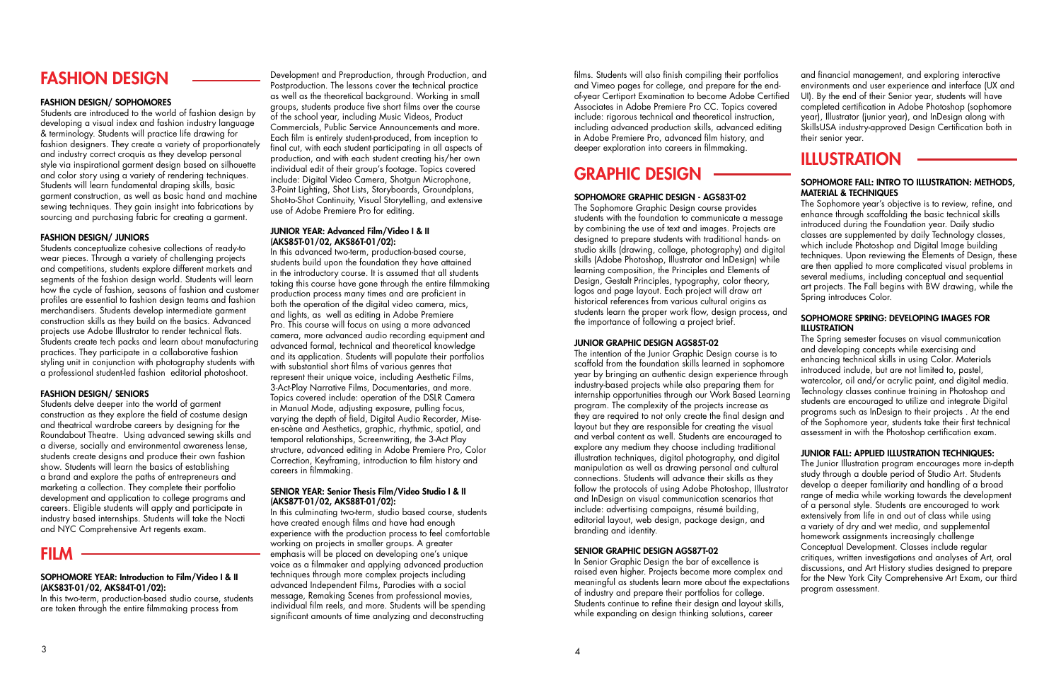# FASHION DESIGN

### FASHION DESIGN/ SOPHOMORES

Students are introduced to the world of fashion design by developing a visual index and fashion industry language & terminology. Students will practice life drawing for fashion designers. They create a variety of proportionately and industry correct croquis as they develop personal style via inspirational garment design based on silhouette and color story using a variety of rendering techniques. Students will learn fundamental draping skills, basic garment construction, as well as basic hand and machine sewing techniques. They gain insight into fabrications by sourcing and purchasing fabric for creating a garment.

### FASHION DESIGN/ JUNIORS

Students conceptualize cohesive collections of ready-to wear pieces. Through a variety of challenging projects and competitions, students explore different markets and segments of the fashion design world. Students will learn how the cycle of fashion, seasons of fashion and customer profiles are essential to fashion design teams and fashion merchandisers. Students develop intermediate garment construction skills as they build on the basics. Advanced projects use Adobe Illustrator to render technical flats. Students create tech packs and learn about manufacturing practices. They participate in a collaborative fashion styling unit in conjunction with photography students with a professional student-led fashion editorial photoshoot.

### FASHION DESIGN/ SENIORS

Students delve deeper into the world of garment construction as they explore the field of costume design and theatrical wardrobe careers by designing for the Roundabout Theatre. Using advanced sewing skills and a diverse, socially and environmental awareness lense, students create designs and produce their own fashion show. Students will learn the basics of establishing a brand and explore the paths of entrepreneurs and marketing a collection. They complete their portfolio development and application to college programs and careers. Eligible students will apply and participate in industry based internships. Students will take the Nocti and NYC Comprehensive Art regents exam.

# FILM

### SOPHOMORE YEAR: Introduction to Film/Video I & II (AKS83T-01/02, AKS84T-01/02):

In this two-term, production-based studio course, students are taken through the entire filmmaking process from Development and Preproduction, through Production, and Postproduction. The lessons cover the technical practice as well as the theoretical background. Working in small groups, students produce five short films over the course of the school year, including Music Videos, Product Commercials, Public Service Announcements and more. Each film is entirely student-produced, from inception to final cut, with each student participating in all aspects of production, and with each student creating his/her own individual edit of their group's footage. Topics covered include: Digital Video Camera, Shotgun Microphone, 3-Point Lighting, Shot Lists, Storyboards, Groundplans, Shot-to-Shot Continuity, Visual Storytelling, and extensive use of Adobe Premiere Pro for editing.

### JUNIOR YEAR: Advanced Film/Video I & II (AKS85T-01/02, AKS86T-01/02):

In this advanced two-term, production-based course, students build upon the foundation they have attained in the introductory course. It is assumed that all students taking this course have gone through the entire filmmaking production process many times and are proficient in both the operation of the digital video camera, mics, and lights, as well as editing in Adobe Premiere Pro. This course will focus on using a more advanced camera, more advanced audio recording equipment and advanced formal, technical and theoretical knowledge and its application. Students will populate their portfolios with substantial short films of various genres that represent their unique voice, including Aesthetic Films, 3-Act-Play Narrative Films, Documentaries, and more. Topics covered include: operation of the DSLR Camera in Manual Mode, adjusting exposure, pulling focus, varying the depth of field, Digital Audio Recorder, Mise-en-scène and Aesthetics, graphic, rhythmic, spatial, and temporal relationships, Screenwriting, the 3-Act Play structure, advanced editing in Adobe Premiere Pro, Color Correction, Keyframing, introduction to film history and careers in filmmaking.

### SENIOR YEAR: Senior Thesis Film/Video Studio I & II (AKS87T-01/02, AKS88T-01/02):

In this culminating two-term, studio based course, students have created enough films and have had enough experience with the production process to feel comfortable working on projects in smaller groups. A greater emphasis will be placed on developing one's unique voice as a filmmaker and applying advanced production techniques through more complex projects including advanced Independent Films, Parodies with a social message, Remaking Scenes from professional movies, individual film reels, and more. Students will be spending significant amounts of time analyzing and deconstructing films. Students will also finish compiling their portfolios and Vimeo pages for college, and prepare for the end-of-year Certiport Examination to become Adobe Certified Associates in Adobe Premiere Pro CC. Topics covered include: rigorous technical and theoretical instruction, including advanced production skills, advanced editing in Adobe Premiere Pro, advanced film history, and deeper exploration into careers in filmmaking.

# GRAPHIC DESIGN

### SOPHOMORE GRAPHIC DESIGN - AGS83T-02

The Sophomore Graphic Design course provides students with the foundation to communicate a message by combining the use of text and images. Projects are designed to prepare students with traditional hands- on studio skills (drawing, collage, photography) and digital skills (Adobe Photoshop, Illustrator and InDesign) while learning composition, the Principles and Elements of Design, Gestalt Principles, typography, color theory, logos and page layout. Each project will draw art historical references from various cultural origins as students learn the proper work flow, design process, and the importance of following a project brief.

### JUNIOR GRAPHIC DESIGN AGS85T-02

The intention of the Junior Graphic Design course is to scaffold from the foundation skills learned in sophomore year by bringing an authentic design experience through industry-based projects while also preparing them for internship opportunities through our Work Based Learning program. The complexity of the projects increase as they are required to not only create the final design and layout but they are responsible for creating the visual and verbal content as well. Students are encouraged to explore any medium they choose including traditional illustration techniques, digital photography, and digital manipulation as well as drawing personal and cultural connections. Students will advance their skills as they follow the protocols of using Adobe Photoshop, Illustrator and InDesign on visual communication scenarios that include: advertising campaigns, résumé building, editorial layout, web design, package design, and branding and identity.

### SENIOR GRAPHIC DESIGN AGS87T-02

In Senior Graphic Design the bar of excellence is raised even higher. Projects become more complex and meaningful as students learn more about the expectations of industry and prepare their portfolios for college. Students continue to refine their design and layout skills, while expanding on design thinking solutions, career and financial management, and exploring interactive environments and user experience and interface (UX and UI). By the end of their Senior year, students will have completed certification in Adobe Photoshop (sophomore year), Illustrator (junior year), and InDesign along with SkillsUSA industry-approved Design Certification both in their senior year.

# ILLUSTRATION

### SOPHOMORE FALL: INTRO TO ILLUSTRATION: METHODS, MATERIAL & TECHNIQUES

The Sophomore year's objective is to review, refine, and enhance through scaffolding the basic technical skills introduced during the Foundation year. Daily studio classes are supplemented by daily Technology classes, which include Photoshop and Digital Image building techniques. Upon reviewing the Elements of Design, these are then applied to more complicated visual problems in several mediums, including conceptual and sequential art projects. The Fall begins with BW drawing, while the Spring introduces Color.

### SOPHOMORE SPRING: DEVELOPING IMAGES FOR ILLUSTRATION

The Spring semester focuses on visual communication and developing concepts while exercising and enhancing technical skills in using Color. Materials introduced include, but are not limited to, pastel, watercolor, oil and/or acrylic paint, and digital media. Technology classes continue training in Photoshop and students are encouraged to utilize and integrate Digital programs such as InDesign to their projects . At the end of the Sophomore year, students take their first technical assessment in with the Photoshop certification exam.

### JUNIOR FALL: APPLIED ILLUSTRATION TECHNIQUES:

The Junior Illustration program encourages more in-depth study through a double period of Studio Art. Students develop a deeper familiarity and handling of a broad range of media while working towards the development of a personal style. Students are encouraged to work extensively from life in and out of class while using a variety of dry and wet media, and supplemental homework assignments increasingly challenge Conceptual Development. Classes include regular critiques, written investigations and analyses of Art, oral discussions, and Art History studies designed to prepare for the New York City Comprehensive Art Exam, our third program assessment.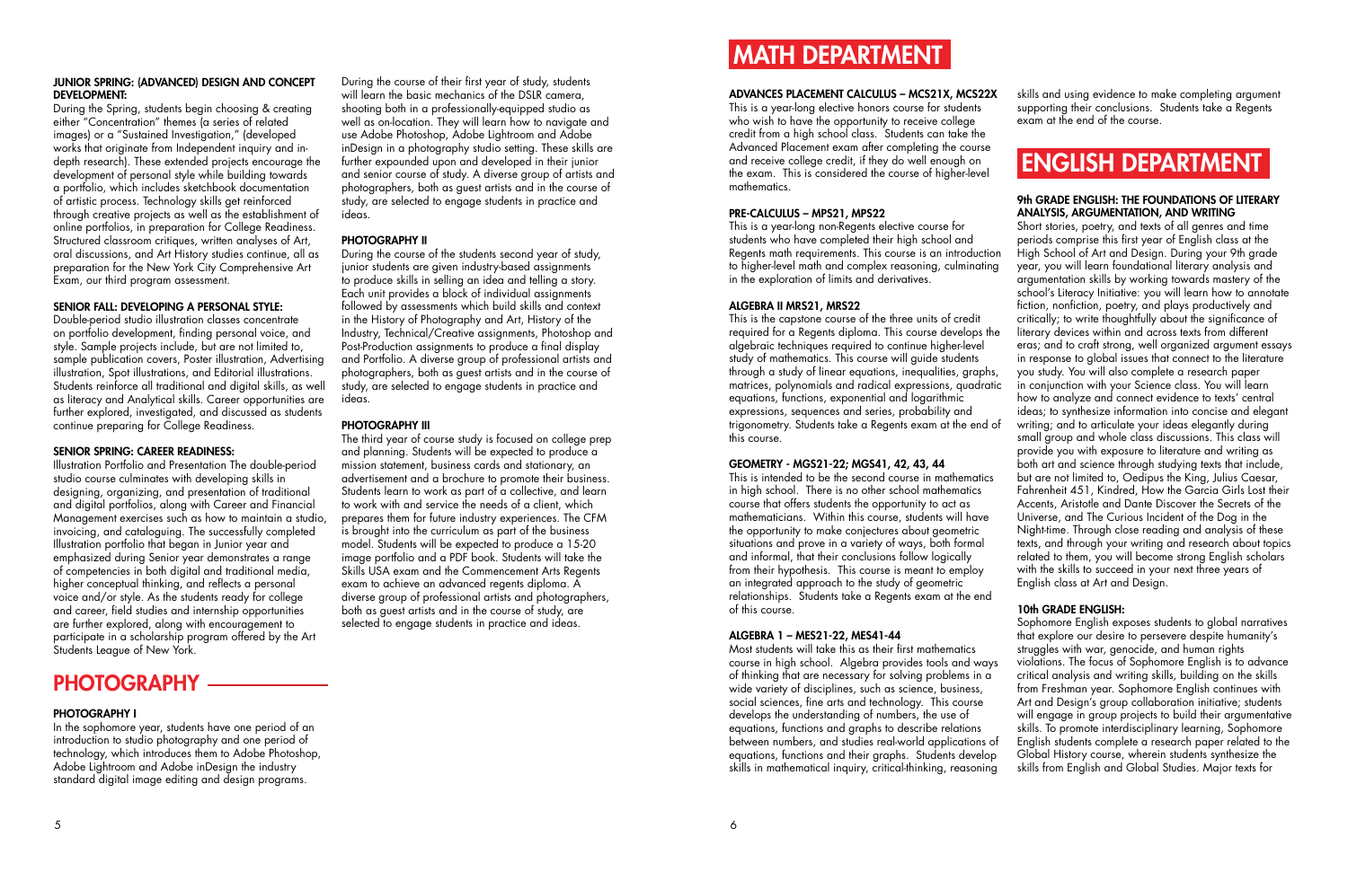#### JUNIOR SPRING: (ADVANCED) DESIGN AND CONCEPT DEVELOPMENT:

During the Spring, students begin choosing & creating either "Concentration" themes (a series of related images) or a "Sustained Investigation," (developed works that originate from Independent inquiry and in-depth research). These extended projects encourage the development of personal style while building towards a portfolio, which includes sketchbook documentation of artistic process. Technology skills get reinforced through creative projects as well as the establishment of online portfolios, in preparation for College Readiness. Structured classroom critiques, written analyses of Art, oral discussions, and Art History studies continue, all as preparation for the New York City Comprehensive Art Exam, our third program assessment.

#### SENIOR FALL: DEVELOPING A PERSONAL STYLE:

Double-period studio illustration classes concentrate on portfolio development, finding personal voice, and style. Sample projects include, but are not limited to, sample publication covers, Poster illustration, Advertising illustration, Spot illustrations, and Editorial illustrations. Students reinforce all traditional and digital skills, as well as literacy and Analytical skills. Career opportunities are further explored, investigated, and discussed as students continue preparing for College Readiness.

#### SENIOR SPRING: CAREER READINESS:

Illustration Portfolio and Presentation The double-period studio course culminates with developing skills in designing, organizing, and presentation of traditional and digital portfolios, along with Career and Financial Management exercises such as how to maintain a studio, invoicing, and cataloguing. The successfully completed Illustration portfolio that began in Junior year and emphasized during Senior year demonstrates a range of competencies in both digital and traditional media, higher conceptual thinking, and reflects a personal voice and/or style. As the students ready for college and career, field studies and internship opportunities are further explored, along with encouragement to participate in a scholarship program offered by the Art Students League of New York.

## PHOTOGRAPHY

#### PHOTOGRAPHY I

In the sophomore year, students have one period of an introduction to studio photography and one period of technology, which introduces them to Adobe Photoshop, Adobe Lightroom and Adobe inDesign the industry standard digital image editing and design programs.

During the course of their first year of study, students will learn the basic mechanics of the DSLR camera, shooting both in a professionally-equipped studio as well as on-location. They will learn how to navigate and use Adobe Photoshop, Adobe Lightroom and Adobe inDesign in a photography studio setting. These skills are further expounded upon and developed in their junior and senior course of study. A diverse group of artists and photographers, both as guest artists and in the course of study, are selected to engage students in practice and ideas.

#### PHOTOGRAPHY II

During the course of the students second year of study, junior students are given industry-based assignments to produce skills in selling an idea and telling a story. Each unit provides a block of individual assignments followed by assessments which build skills and context in the History of Photography and Art, History of the Industry, Technical/Creative assignments, Photoshop and Post-Production assignments to produce a final display and Portfolio. A diverse group of professional artists and photographers, both as guest artists and in the course of study, are selected to engage students in practice and ideas.

#### PHOTOGRAPHY III

The third year of course study is focused on college prep and planning. Students will be expected to produce a mission statement, business cards and stationary, an advertisement and a brochure to promote their business. Students learn to work as part of a collective, and learn to work with and service the needs of a client, which prepares them for future industry experiences. The CFM is brought into the curriculum as part of the business model. Students will be expected to produce a 15-20 image portfolio and a PDF book. Students will take the Skills USA exam and the Commencement Arts Regents exam to achieve an advanced regents diploma. A diverse group of professional artists and photographers, both as guest artists and in the course of study, are selected to engage students in practice and ideas.

## MATH DEPARTMENT

#### ADVANCES PLACEMENT CALCULUS – MCS21X, MCS22X

This is a year-long elective honors course for students who wish to have the opportunity to receive college credit from a high school class. Students can take the Advanced Placement exam after completing the course and receive college credit, if they do well enough on the exam. This is considered the course of higher-level mathematics.

#### PRE-CALCULUS – MPS21, MPS22

This is a year-long non-Regents elective course for students who have completed their high school and Regents math requirements. This course is an introduction to higher-level math and complex reasoning, culminating in the exploration of limits and derivatives.

#### ALGEBRA II MRS21, MRS22

This is the capstone course of the three units of credit required for a Regents diploma. This course develops the algebraic techniques required to continue higher-level study of mathematics. This course will guide students through a study of linear equations, inequalities, graphs, matrices, polynomials and radical expressions, quadratic equations, functions, exponential and logarithmic expressions, sequences and series, probability and trigonometry. Students take a Regents exam at the end of this course.

#### GEOMETRY - MGS21-22; MGS41, 42, 43, 44

This is intended to be the second course in mathematics in high school. There is no other school mathematics course that offers students the opportunity to act as mathematicians. Within this course, students will have the opportunity to make conjectures about geometric situations and prove in a variety of ways, both formal and informal, that their conclusions follow logically from their hypothesis. This course is meant to employ an integrated approach to the study of geometric relationships. Students take a Regents exam at the end of this course.

#### ALGEBRA 1 – MES21-22, MES41-44

Most students will take this as their first mathematics course in high school. Algebra provides tools and ways of thinking that are necessary for solving problems in a wide variety of disciplines, such as science, business, social sciences, fine arts and technology. This course develops the understanding of numbers, the use of equations, functions and graphs to describe relations between numbers, and studies real-world applications of equations, functions and their graphs. Students develop skills in mathematical inquiry, critical-thinking, reasoning skills and using evidence to make completing argument supporting their conclusions. Students take a Regents exam at the end of the course.

## ENGLISH DEPARTMENT

#### 9th GRADE ENGLISH: THE FOUNDATIONS OF LITERARY ANALYSIS, ARGUMENTATION, AND WRITING

Short stories, poetry, and texts of all genres and time periods comprise this first year of English class at the High School of Art and Design. During your 9th grade year, you will learn foundational literary analysis and argumentation skills by working towards mastery of the school's Literacy Initiative: you will learn how to annotate fiction, nonfiction, poetry, and plays productively and critically; to write thoughtfully about the significance of literary devices within and across texts from different eras; and to craft strong, well organized argument essays in response to global issues that connect to the literature you study. You will also complete a research paper in conjunction with your Science class. You will learn how to analyze and connect evidence to texts' central ideas; to synthesize information into concise and elegant writing; and to articulate your ideas elegantly during small group and whole class discussions. This class will provide you with exposure to literature and writing as both art and science through studying texts that include, but are not limited to, Oedipus the King, Julius Caesar, Fahrenheit 451, Kindred, How the Garcia Girls Lost their Accents, Aristotle and Dante Discover the Secrets of the Universe, and The Curious Incident of the Dog in the Night-time. Through close reading and analysis of these texts, and through your writing and research about topics related to them, you will become strong English scholars with the skills to succeed in your next three years of English class at Art and Design.

#### 10th GRADE ENGLISH:

Sophomore English exposes students to global narratives that explore our desire to persevere despite humanity's struggles with war, genocide, and human rights violations. The focus of Sophomore English is to advance critical analysis and writing skills, building on the skills from Freshman year. Sophomore English continues with Art and Design's group collaboration initiative; students will engage in group projects to build their argumentative skills. To promote interdisciplinary learning, Sophomore English students complete a research paper related to the Global History course, wherein students synthesize the skills from English and Global Studies. Major texts for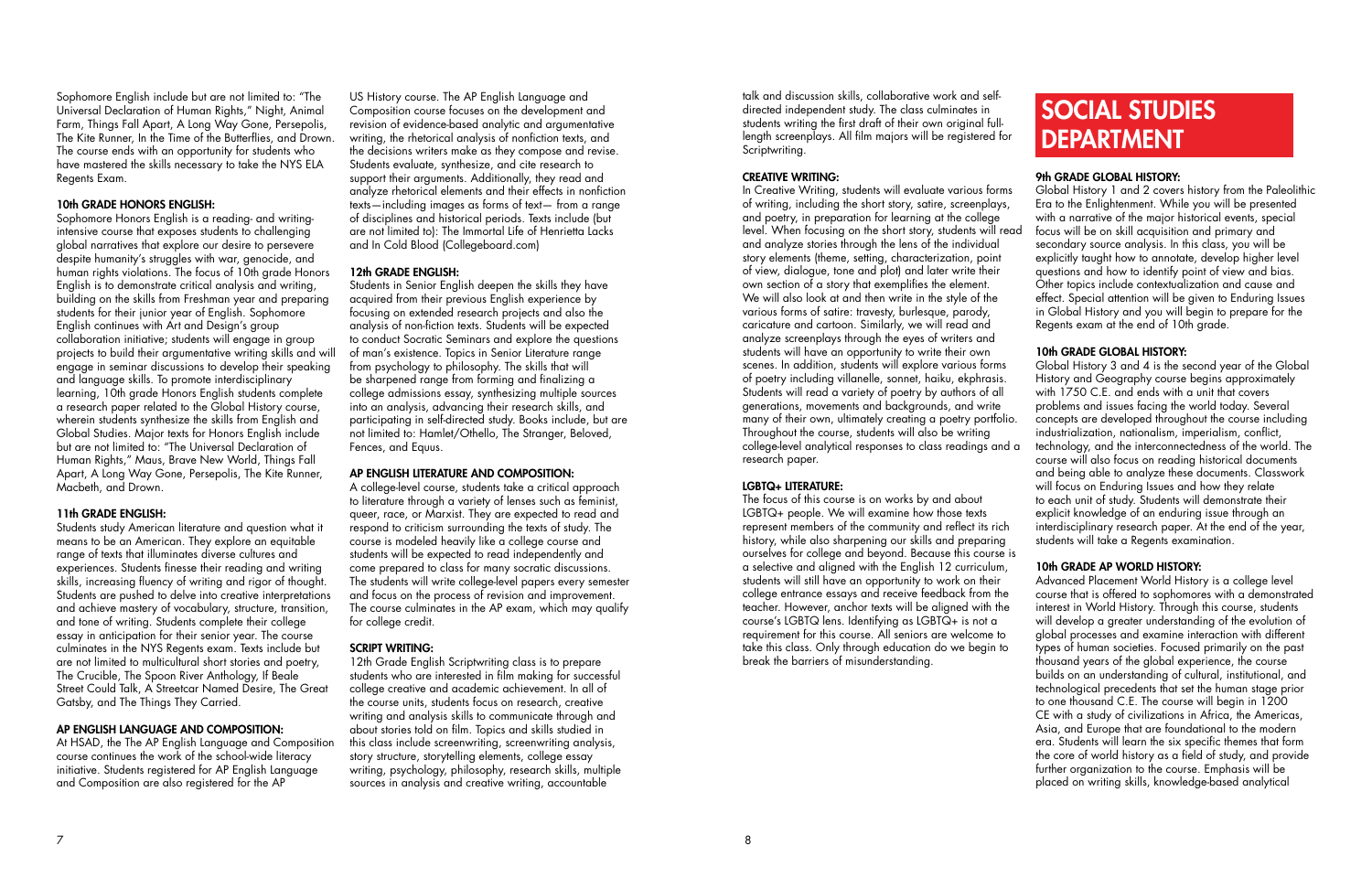Sophomore English include but are not limited to: "The Universal Declaration of Human Rights," Night, Animal Farm, Things Fall Apart, A Long Way Gone, Persepolis, The Kite Runner, In the Time of the Butterflies, and Drown. The course ends with an opportunity for students who have mastered the skills necessary to take the NYS ELA Regents Exam.

### 10th GRADE HONORS ENGLISH:

Sophomore Honors English is a reading- and writing-intensive course that exposes students to challenging global narratives that explore our desire to persevere despite humanity's struggles with war, genocide, and human rights violations. The focus of 10th grade Honors English is to demonstrate critical analysis and writing, building on the skills from Freshman year and preparing students for their junior year of English. Sophomore English continues with Art and Design's group collaboration initiative; students will engage in group projects to build their argumentative writing skills and will engage in seminar discussions to develop their speaking and language skills. To promote interdisciplinary learning, 10th grade Honors English students complete a research paper related to the Global History course, wherein students synthesize the skills from English and Global Studies. Major texts for Honors English include but are not limited to: "The Universal Declaration of Human Rights," Maus, Brave New World, Things Fall Apart, A Long Way Gone, Persepolis, The Kite Runner, Macbeth, and Drown.

### 11th GRADE ENGLISH:

Students study American literature and question what it means to be an American. They explore an equitable range of texts that illuminates diverse cultures and experiences. Students finesse their reading and writing skills, increasing fluency of writing and rigor of thought. Students are pushed to delve into creative interpretations and achieve mastery of vocabulary, structure, transition, and tone of writing. Students complete their college essay in anticipation for their senior year. The course culminates in the NYS Regents exam. Texts include but are not limited to multicultural short stories and poetry, The Crucible, The Spoon River Anthology, If Beale Street Could Talk, A Streetcar Named Desire, The Great Gatsby, and The Things They Carried.

### AP ENGLISH LANGUAGE AND COMPOSITION:

At HSAD, the The AP English Language and Composition course continues the work of the school-wide literacy initiative. Students registered for AP English Language and Composition are also registered for the AP US History course. The AP English Language and Composition course focuses on the development and revision of evidence-based analytic and argumentative writing, the rhetorical analysis of nonfiction texts, and the decisions writers make as they compose and revise. Students evaluate, synthesize, and cite research to support their arguments. Additionally, they read and analyze rhetorical elements and their effects in nonfiction texts—including images as forms of text— from a range of disciplines and historical periods. Texts include (but are not limited to): The Immortal Life of Henrietta Lacks and In Cold Blood (Collegeboard.com)

### 12th GRADE ENGLISH:

Students in Senior English deepen the skills they have acquired from their previous English experience by focusing on extended research projects and also the analysis of non-fiction texts. Students will be expected to conduct Socratic Seminars and explore the questions of man's existence. Topics in Senior Literature range from psychology to philosophy. The skills that will be sharpened range from forming and finalizing a college admissions essay, synthesizing multiple sources into an analysis, advancing their research skills, and participating in self-directed study. Books include, but are not limited to: Hamlet/Othello, The Stranger, Beloved, Fences, and Equus.

### AP ENGLISH LITERATURE AND COMPOSITION:

A college-level course, students take a critical approach to literature through a variety of lenses such as feminist, queer, race, or Marxist. They are expected to read and respond to criticism surrounding the texts of study. The course is modeled heavily like a college course and students will be expected to read independently and come prepared to class for many socratic discussions. The students will write college-level papers every semester and focus on the process of revision and improvement. The course culminates in the AP exam, which may qualify for college credit.

### SCRIPT WRITING:

12th Grade English Scriptwriting class is to prepare students who are interested in film making for successful college creative and academic achievement. In all of the course units, students focus on research, creative writing and analysis skills to communicate through and about stories told on film. Topics and skills studied in this class include screenwriting, screenwriting analysis, story structure, storytelling elements, college essay writing, psychology, philosophy, research skills, multiple sources in analysis and creative writing, accountable talk and discussion skills, collaborative work and self-directed independent study. The class culminates in students writing the first draft of their own original full-length screenplays. All film majors will be registered for Scriptwriting.

### CREATIVE WRITING:

In Creative Writing, students will evaluate various forms of writing, including the short story, satire, screenplays, and poetry, in preparation for learning at the college level. When focusing on the short story, students will read and analyze stories through the lens of the individual story elements (theme, setting, characterization, point of view, dialogue, tone and plot) and later write their own section of a story that exemplifies the element. We will also look at and then write in the style of the various forms of satire: travesty, burlesque, parody, caricature and cartoon. Similarly, we will read and analyze screenplays through the eyes of writers and students will have an opportunity to write their own scenes. In addition, students will explore various forms of poetry including villanelle, sonnet, haiku, ekphrasis. Students will read a variety of poetry by authors of all generations, movements and backgrounds, and write many of their own, ultimately creating a poetry portfolio. Throughout the course, students will also be writing college-level analytical responses to class readings and a research paper.

### LGBTQ+ LITERATURE:

The focus of this course is on works by and about LGBTQ+ people. We will examine how those texts represent members of the community and reflect its rich history, while also sharpening our skills and preparing ourselves for college and beyond. Because this course is a selective and aligned with the English 12 curriculum, students will still have an opportunity to work on their college entrance essays and receive feedback from the teacher. However, anchor texts will be aligned with the course's LGBTQ lens. Identifying as LGBTQ+ is not a requirement for this course. All seniors are welcome to take this class. Only through education do we begin to break the barriers of misunderstanding.

# SOCIAL STUDIES DEPARTMENT

### 9th GRADE GLOBAL HISTORY:

Global History 1 and 2 covers history from the Paleolithic Era to the Enlightenment. While you will be presented with a narrative of the major historical events, special focus will be on skill acquisition and primary and secondary source analysis. In this class, you will be explicitly taught how to annotate, develop higher level questions and how to identify point of view and bias. Other topics include contextualization and cause and effect. Special attention will be given to Enduring Issues in Global History and you will begin to prepare for the Regents exam at the end of 10th grade.

### 10th GRADE GLOBAL HISTORY:

Global History 3 and 4 is the second year of the Global History and Geography course begins approximately with 1750 C.E. and ends with a unit that covers problems and issues facing the world today. Several concepts are developed throughout the course including industrialization, nationalism, imperialism, conflict, technology, and the interconnectedness of the world. The course will also focus on reading historical documents and being able to analyze these documents. Classwork will focus on Enduring Issues and how they relate to each unit of study. Students will demonstrate their explicit knowledge of an enduring issue through an interdisciplinary research paper. At the end of the year, students will take a Regents examination.

### 10th GRADE AP WORLD HISTORY:

Advanced Placement World History is a college level course that is offered to sophomores with a demonstrated interest in World History. Through this course, students will develop a greater understanding of the evolution of global processes and examine interaction with different types of human societies. Focused primarily on the past thousand years of the global experience, the course builds on an understanding of cultural, institutional, and technological precedents that set the human stage prior to one thousand C.E. The course will begin in 1200 CE with a study of civilizations in Africa, the Americas, Asia, and Europe that are foundational to the modern era. Students will learn the six specific themes that form the core of world history as a field of study, and provide further organization to the course. Emphasis will be placed on writing skills, knowledge-based analytical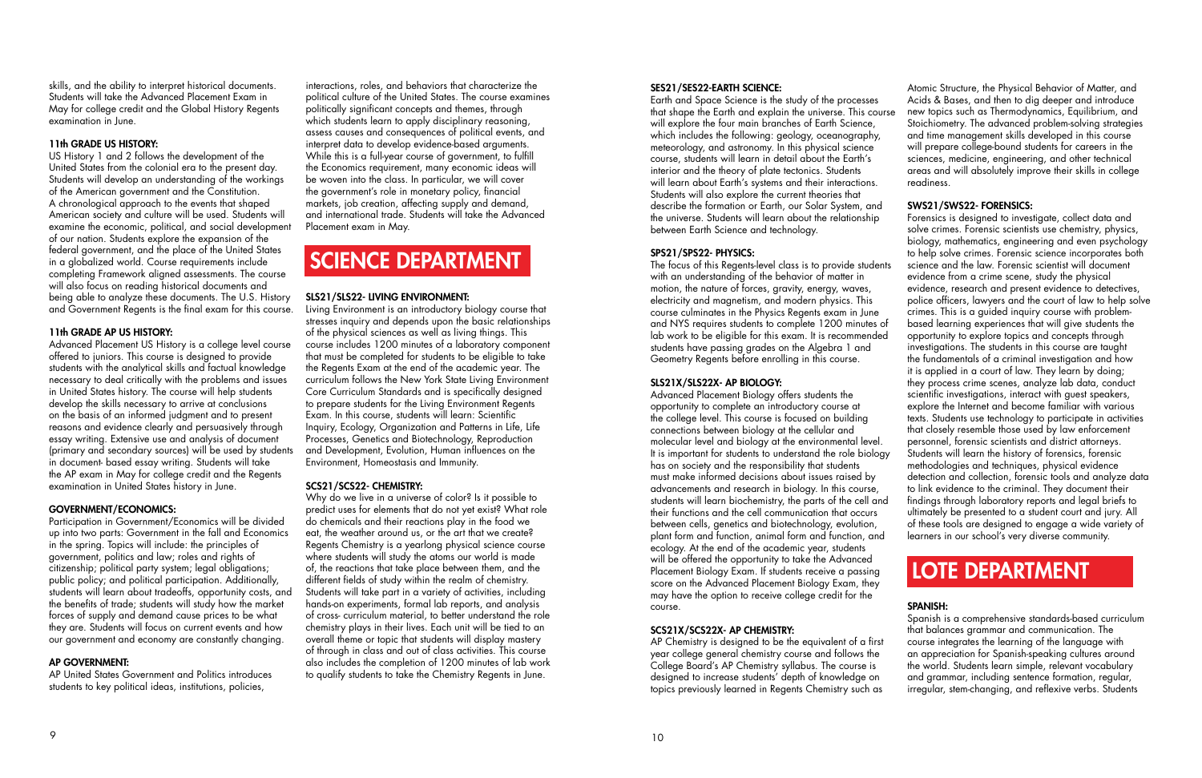skills, and the ability to interpret historical documents. Students will take the Advanced Placement Exam in May for college credit and the Global History Regents examination in June.

### 11th GRADE US HISTORY:

US History 1 and 2 follows the development of the United States from the colonial era to the present day. Students will develop an understanding of the workings of the American government and the Constitution. A chronological approach to the events that shaped American society and culture will be used. Students will examine the economic, political, and social development of our nation. Students explore the expansion of the federal government, and the place of the United States in a globalized world. Course requirements include completing Framework aligned assessments. The course will also focus on reading historical documents and being able to analyze these documents. The U.S. History and Government Regents is the final exam for this course.

### 11th GRADE AP US HISTORY:

Advanced Placement US History is a college level course offered to juniors. This course is designed to provide students with the analytical skills and factual knowledge necessary to deal critically with the problems and issues in United States history. The course will help students develop the skills necessary to arrive at conclusions on the basis of an informed judgment and to present reasons and evidence clearly and persuasively through essay writing. Extensive use and analysis of document (primary and secondary sources) will be used by students in document- based essay writing. Students will take the AP exam in May for college credit and the Regents examination in United States history in June.

### GOVERNMENT/ECONOMICS:

Participation in Government/Economics will be divided up into two parts: Government in the fall and Economics in the spring. Topics will include: the principles of government, politics and law; roles and rights of citizenship; political party system; legal obligations; public policy; and political participation. Additionally, students will learn about tradeoffs, opportunity costs, and the benefits of trade; students will study how the market forces of supply and demand cause prices to be what they are. Students will focus on current events and how our government and economy are constantly changing.

### AP GOVERNMENT:

AP United States Government and Politics introduces students to key political ideas, institutions, policies, interactions, roles, and behaviors that characterize the political culture of the United States. The course examines politically significant concepts and themes, through which students learn to apply disciplinary reasoning, assess causes and consequences of political events, and interpret data to develop evidence-based arguments. While this is a full-year course of government, to fulfill the Economics requirement, many economic ideas will be woven into the class. In particular, we will cover the government's role in monetary policy, financial markets, job creation, affecting supply and demand, and international trade. Students will take the Advanced Placement exam in May.

## SCIENCE DEPARTMENT

### SLS21/SLS22- LIVING ENVIRONMENT:

Living Environment is an introductory biology course that stresses inquiry and depends upon the basic relationships of the physical sciences as well as living things. This course includes 1200 minutes of a laboratory component that must be completed for students to be eligible to take the Regents Exam at the end of the academic year. The curriculum follows the New York State Living Environment Core Curriculum Standards and is specifically designed to prepare students for the Living Environment Regents Exam. In this course, students will learn: Scientific Inquiry, Ecology, Organization and Patterns in Life, Life Processes, Genetics and Biotechnology, Reproduction and Development, Evolution, Human influences on the Environment, Homeostasis and Immunity.

### SCS21/SCS22- CHEMISTRY:

Why do we live in a universe of color? Is it possible to predict uses for elements that do not yet exist? What role do chemicals and their reactions play in the food we eat, the weather around us, or the art that we create? Regents Chemistry is a yearlong physical science course where students will study the atoms our world is made of, the reactions that take place between them, and the different fields of study within the realm of chemistry. Students will take part in a variety of activities, including hands-on experiments, formal lab reports, and analysis of cross- curriculum material, to better understand the role chemistry plays in their lives. Each unit will be tied to an overall theme or topic that students will display mastery of through in class and out of class activities. This course also includes the completion of 1200 minutes of lab work to qualify students to take the Chemistry Regents in June.

### SES21/SES22-EARTH SCIENCE:

Earth and Space Science is the study of the processes that shape the Earth and explain the universe. This course will explore the four main branches of Earth Science, which includes the following: geology, oceanography, meteorology, and astronomy. In this physical science course, students will learn in detail about the Earth's interior and the theory of plate tectonics. Students will learn about Earth's systems and their interactions. Students will also explore the current theories that describe the formation or Earth, our Solar System, and the universe. Students will learn about the relationship between Earth Science and technology.

### SPS21/SPS22- PHYSICS:

The focus of this Regents-level class is to provide students with an understanding of the behavior of matter in motion, the nature of forces, gravity, energy, waves, electricity and magnetism, and modern physics. This course culminates in the Physics Regents exam in June and NYS requires students to complete 1200 minutes of lab work to be eligible for this exam. It is recommended students have passing grades on the Algebra 1 and Geometry Regents before enrolling in this course.

### SLS21X/SLS22X- AP BIOLOGY:

Advanced Placement Biology offers students the opportunity to complete an introductory course at the college level. This course is focused on building connections between biology at the cellular and molecular level and biology at the environmental level. It is important for students to understand the role biology has on society and the responsibility that students must make informed decisions about issues raised by advancements and research in biology. In this course, students will learn biochemistry, the parts of the cell and their functions and the cell communication that occurs between cells, genetics and biotechnology, evolution, plant form and function, animal form and function, and ecology. At the end of the academic year, students will be offered the opportunity to take the Advanced Placement Biology Exam. If students receive a passing score on the Advanced Placement Biology Exam, they may have the option to receive college credit for the course.

### SCS21X/SCS22X- AP CHEMISTRY:

AP Chemistry is designed to be the equivalent of a first year college general chemistry course and follows the College Board's AP Chemistry syllabus. The course is designed to increase students' depth of knowledge on topics previously learned in Regents Chemistry such as Atomic Structure, the Physical Behavior of Matter, and Acids & Bases, and then to dig deeper and introduce new topics such as Thermodynamics, Equilibrium, and Stoichiometry. The advanced problem-solving strategies and time management skills developed in this course will prepare college-bound students for careers in the sciences, medicine, engineering, and other technical areas and will absolutely improve their skills in college readiness.

### SWS21/SWS22- FORENSICS:

Forensics is designed to investigate, collect data and solve crimes. Forensic scientists use chemistry, physics, biology, mathematics, engineering and even psychology to help solve crimes. Forensic science incorporates both science and the law. Forensic scientist will document evidence from a crime scene, study the physical evidence, research and present evidence to detectives, police officers, lawyers and the court of law to help solve crimes. This is a guided inquiry course with problem-based learning experiences that will give students the opportunity to explore topics and concepts through investigations. The students in this course are taught the fundamentals of a criminal investigation and how it is applied in a court of law. They learn by doing; they process crime scenes, analyze lab data, conduct scientific investigations, interact with guest speakers, explore the Internet and become familiar with various texts. Students use technology to participate in activities that closely resemble those used by law enforcement personnel, forensic scientists and district attorneys. Students will learn the history of forensics, forensic methodologies and techniques, physical evidence detection and collection, forensic tools and analyze data to link evidence to the criminal. They document their findings through laboratory reports and legal briefs to ultimately be presented to a student court and jury. All of these tools are designed to engage a wide variety of learners in our school's very diverse community.

## LOTE DEPARTMENT

### SPANISH:

Spanish is a comprehensive standards-based curriculum that balances grammar and communication. The course integrates the learning of the language with an appreciation for Spanish-speaking cultures around the world. Students learn simple, relevant vocabulary and grammar, including sentence formation, regular, irregular, stem-changing, and reflexive verbs. Students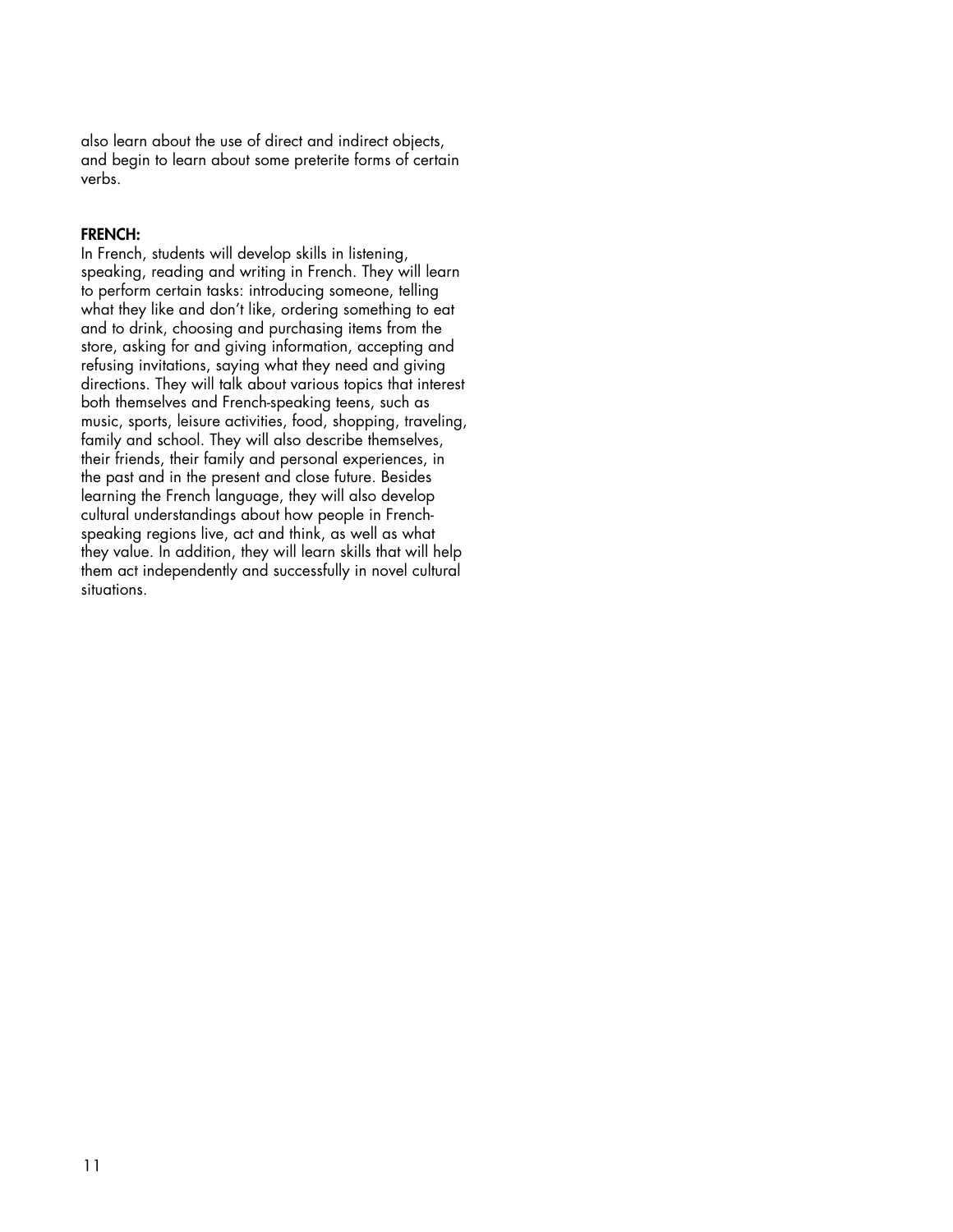also learn about the use of direct and indirect objects, and begin to learn about some preterite forms of certain verbs.

**FRENCH:**

In French, students will develop skills in listening, speaking, reading and writing in French. They will learn to perform certain tasks: introducing someone, telling what they like and don't like, ordering something to eat and to drink, choosing and purchasing items from the store, asking for and giving information, accepting and refusing invitations, saying what they need and giving directions. They will talk about various topics that interest both themselves and French-speaking teens, such as music, sports, leisure activities, food, shopping, traveling, family and school. They will also describe themselves, their friends, their family and personal experiences, in the past and in the present and close future. Besides learning the French language, they will also develop cultural understandings about how people in French-speaking regions live, act and think, as well as what they value. In addition, they will learn skills that will help them act independently and successfully in novel cultural situations.